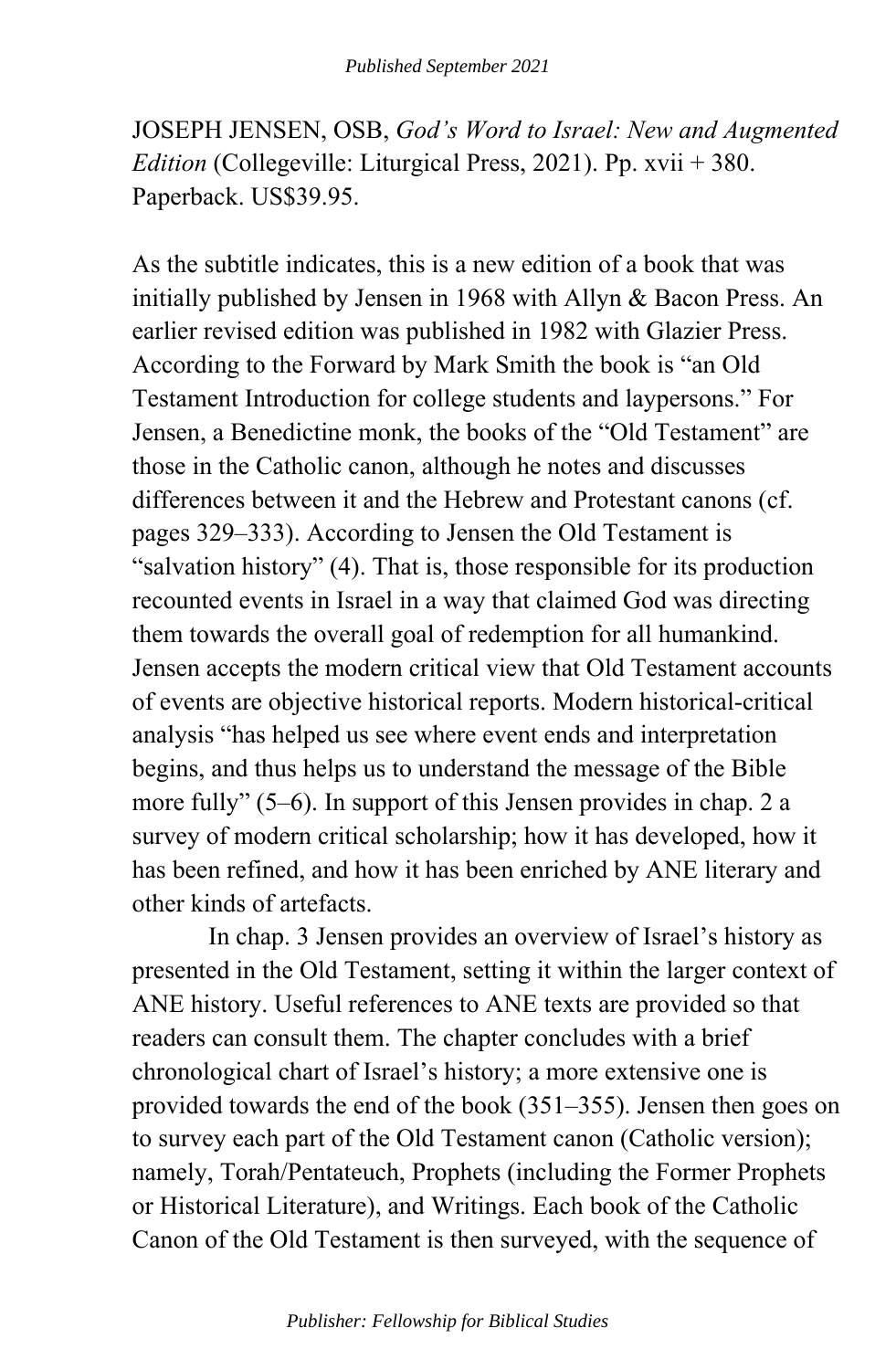JOSEPH JENSEN, OSB, *God's Word to Israel: New and Augmented Edition* (Collegeville: Liturgical Press, 2021). Pp. xvii + 380. Paperback. US$39.95.

As the subtitle indicates, this is a new edition of a book that was initially published by Jensen in 1968 with Allyn & Bacon Press. An earlier revised edition was published in 1982 with Glazier Press. According to the Forward by Mark Smith the book is "an Old Testament Introduction for college students and laypersons." For Jensen, a Benedictine monk, the books of the "Old Testament" are those in the Catholic canon, although he notes and discusses differences between it and the Hebrew and Protestant canons (cf. pages 329–333). According to Jensen the Old Testament is "salvation history" (4). That is, those responsible for its production recounted events in Israel in a way that claimed God was directing them towards the overall goal of redemption for all humankind. Jensen accepts the modern critical view that Old Testament accounts of events are objective historical reports. Modern historical-critical analysis "has helped us see where event ends and interpretation begins, and thus helps us to understand the message of the Bible more fully" (5–6). In support of this Jensen provides in chap. 2 a survey of modern critical scholarship; how it has developed, how it has been refined, and how it has been enriched by ANE literary and other kinds of artefacts.

In chap. 3 Jensen provides an overview of Israel's history as presented in the Old Testament, setting it within the larger context of ANE history. Useful references to ANE texts are provided so that readers can consult them. The chapter concludes with a brief chronological chart of Israel's history; a more extensive one is provided towards the end of the book (351–355). Jensen then goes on to survey each part of the Old Testament canon (Catholic version); namely, Torah/Pentateuch, Prophets (including the Former Prophets or Historical Literature), and Writings. Each book of the Catholic Canon of the Old Testament is then surveyed, with the sequence of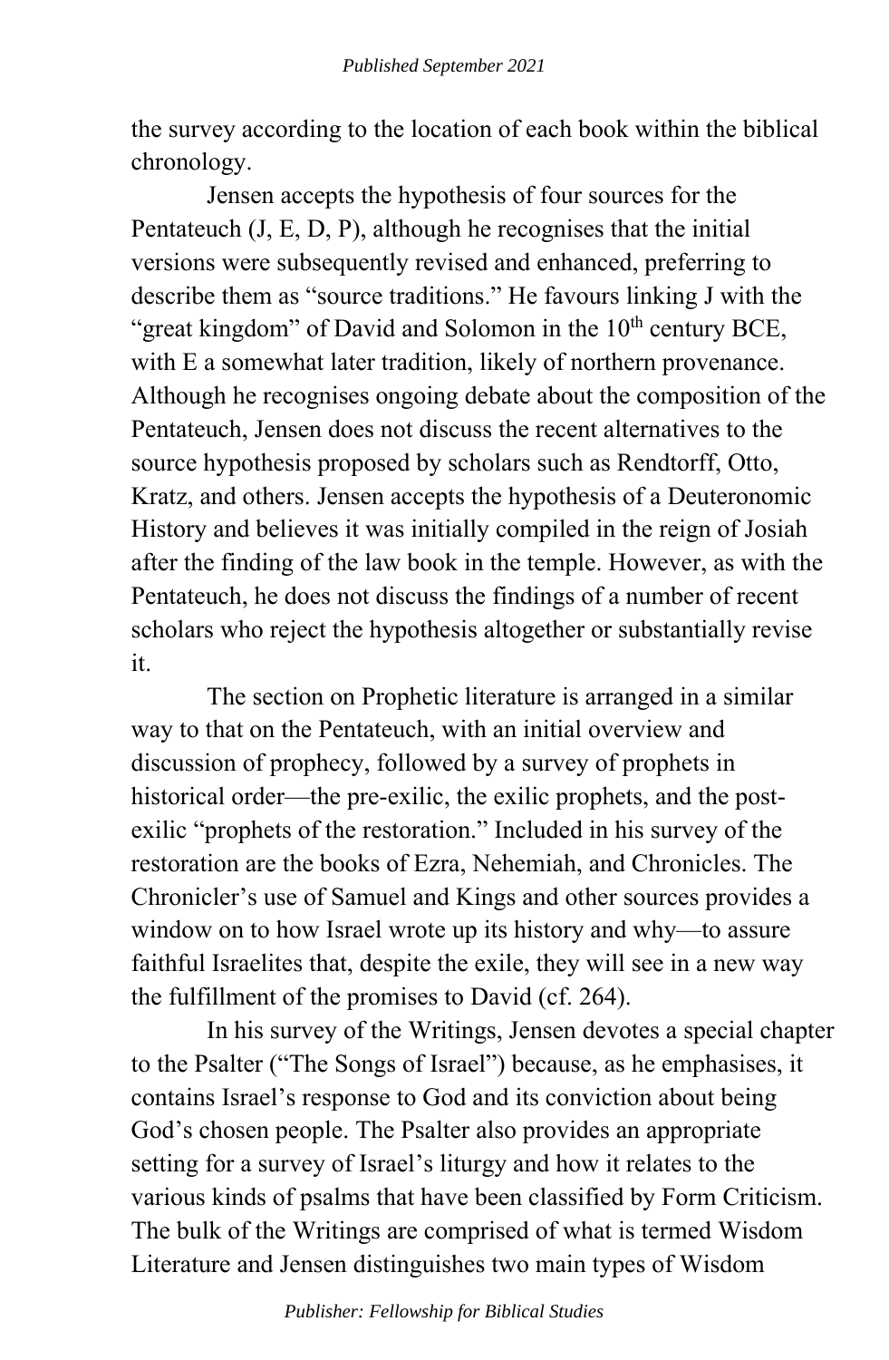the survey according to the location of each book within the biblical chronology.

Jensen accepts the hypothesis of four sources for the Pentateuch (J, E, D, P), although he recognises that the initial versions were subsequently revised and enhanced, preferring to describe them as "source traditions." He favours linking J with the "great kingdom" of David and Solomon in the 10th century BCE, with E a somewhat later tradition, likely of northern provenance. Although he recognises ongoing debate about the composition of the Pentateuch, Jensen does not discuss the recent alternatives to the source hypothesis proposed by scholars such as Rendtorff, Otto, Kratz, and others. Jensen accepts the hypothesis of a Deuteronomic History and believes it was initially compiled in the reign of Josiah after the finding of the law book in the temple. However, as with the Pentateuch, he does not discuss the findings of a number of recent scholars who reject the hypothesis altogether or substantially revise it.

The section on Prophetic literature is arranged in a similar way to that on the Pentateuch, with an initial overview and discussion of prophecy, followed by a survey of prophets in historical order—the pre-exilic, the exilic prophets, and the post-exilic "prophets of the restoration." Included in his survey of the restoration are the books of Ezra, Nehemiah, and Chronicles. The Chronicler's use of Samuel and Kings and other sources provides a window on to how Israel wrote up its history and why—to assure faithful Israelites that, despite the exile, they will see in a new way the fulfillment of the promises to David (cf. 264).

In his survey of the Writings, Jensen devotes a special chapter to the Psalter ("The Songs of Israel") because, as he emphasises, it contains Israel's response to God and its conviction about being God's chosen people. The Psalter also provides an appropriate setting for a survey of Israel's liturgy and how it relates to the various kinds of psalms that have been classified by Form Criticism. The bulk of the Writings are comprised of what is termed Wisdom Literature and Jensen distinguishes two main types of Wisdom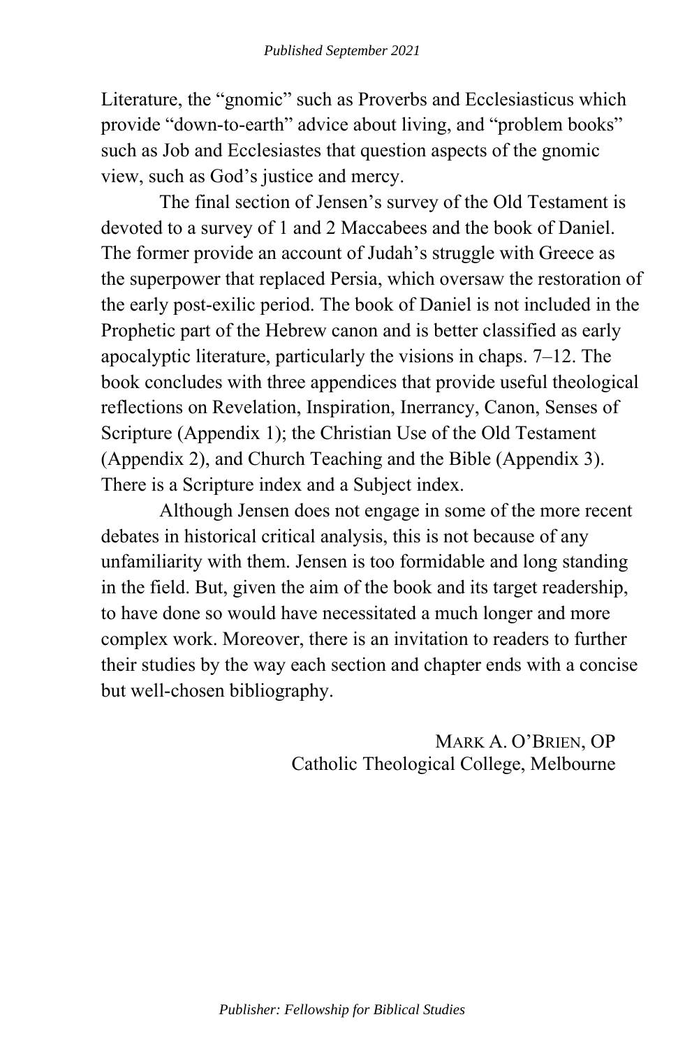Literature, the "gnomic" such as Proverbs and Ecclesiasticus which provide "down-to-earth" advice about living, and "problem books" such as Job and Ecclesiastes that question aspects of the gnomic view, such as God's justice and mercy.

The final section of Jensen's survey of the Old Testament is devoted to a survey of 1 and 2 Maccabees and the book of Daniel. The former provide an account of Judah's struggle with Greece as the superpower that replaced Persia, which oversaw the restoration of the early post-exilic period. The book of Daniel is not included in the Prophetic part of the Hebrew canon and is better classified as early apocalyptic literature, particularly the visions in chaps. 7–12. The book concludes with three appendices that provide useful theological reflections on Revelation, Inspiration, Inerrancy, Canon, Senses of Scripture (Appendix 1); the Christian Use of the Old Testament (Appendix 2), and Church Teaching and the Bible (Appendix 3). There is a Scripture index and a Subject index.

Although Jensen does not engage in some of the more recent debates in historical critical analysis, this is not because of any unfamiliarity with them. Jensen is too formidable and long standing in the field. But, given the aim of the book and its target readership, to have done so would have necessitated a much longer and more complex work. Moreover, there is an invitation to readers to further their studies by the way each section and chapter ends with a concise but well-chosen bibliography.

MARK A. O'BRIEN, OP
Catholic Theological College, Melbourne